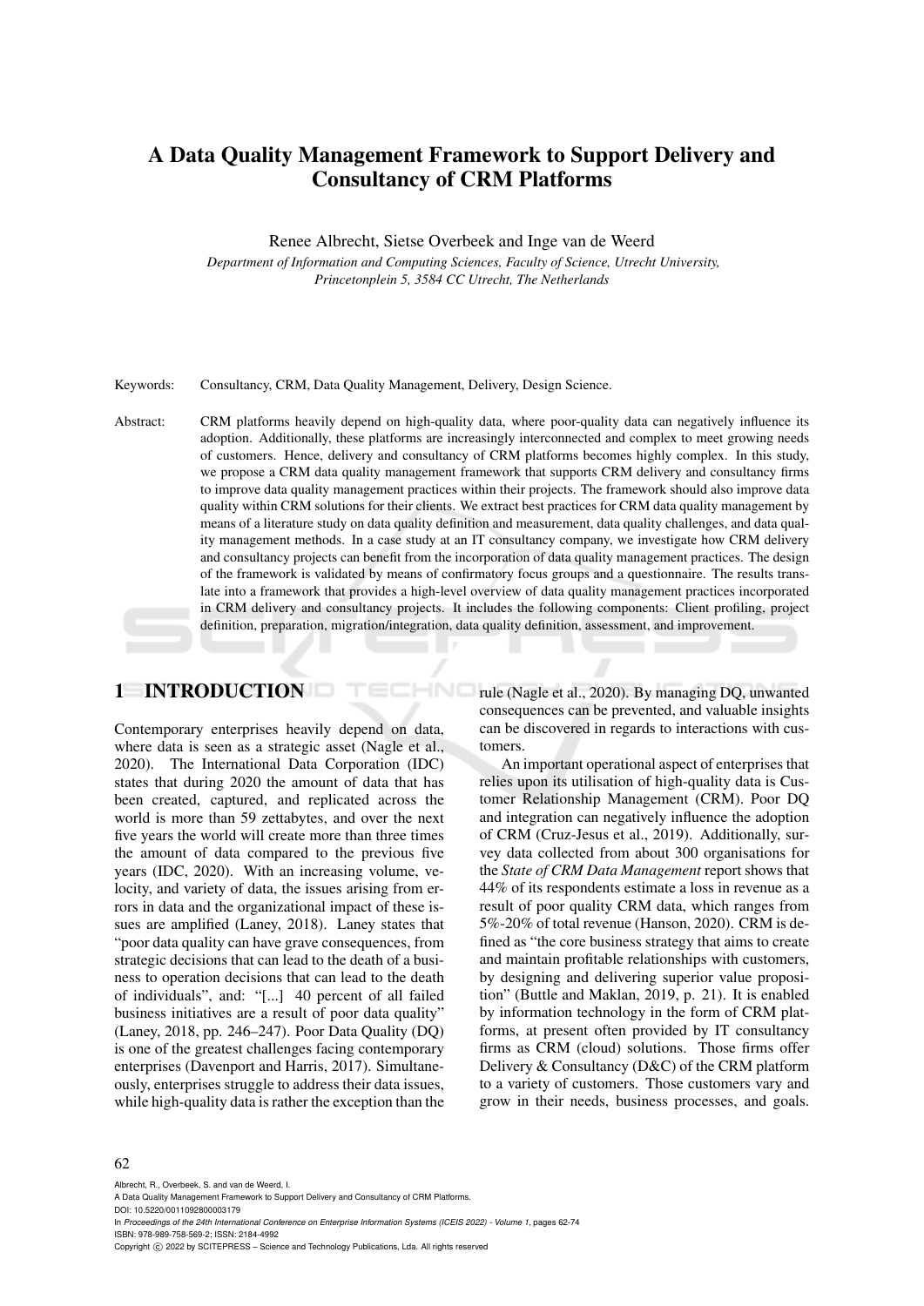# A Data Quality Management Framework to Support Delivery and Consultancy of CRM Platforms

Renee Albrecht, Sietse Overbeek and Inge van de Weerd

*Department of Information and Computing Sciences, Faculty of Science, Utrecht University, Princetonplein 5, 3584 CC Utrecht, The Netherlands*

Keywords: Consultancy, CRM, Data Quality Management, Delivery, Design Science.

Abstract: CRM platforms heavily depend on high-quality data, where poor-quality data can negatively influence its adoption. Additionally, these platforms are increasingly interconnected and complex to meet growing needs of customers. Hence, delivery and consultancy of CRM platforms becomes highly complex. In this study, we propose a CRM data quality management framework that supports CRM delivery and consultancy firms to improve data quality management practices within their projects. The framework should also improve data quality within CRM solutions for their clients. We extract best practices for CRM data quality management by means of a literature study on data quality definition and measurement, data quality challenges, and data quality management methods. In a case study at an IT consultancy company, we investigate how CRM delivery and consultancy projects can benefit from the incorporation of data quality management practices. The design of the framework is validated by means of confirmatory focus groups and a questionnaire. The results translate into a framework that provides a high-level overview of data quality management practices incorporated in CRM delivery and consultancy projects. It includes the following components: Client profiling, project definition, preparation, migration/integration, data quality definition, assessment, and improvement.

## 1 INTRODUCTION

Contemporary enterprises heavily depend on data, where data is seen as a strategic asset (Nagle et al., 2020). The International Data Corporation (IDC) states that during 2020 the amount of data that has been created, captured, and replicated across the world is more than 59 zettabytes, and over the next five years the world will create more than three times the amount of data compared to the previous five years (IDC, 2020). With an increasing volume, velocity, and variety of data, the issues arising from errors in data and the organizational impact of these issues are amplified (Laney, 2018). Laney states that "poor data quality can have grave consequences, from strategic decisions that can lead to the death of a business to operation decisions that can lead to the death of individuals", and: "[...] 40 percent of all failed business initiatives are a result of poor data quality" (Laney, 2018, pp. 246–247). Poor Data Quality (DQ) is one of the greatest challenges facing contemporary enterprises (Davenport and Harris, 2017). Simultaneously, enterprises struggle to address their data issues, while high-quality data is rather the exception than the rule (Nagle et al., 2020). By managing DQ, unwanted consequences can be prevented, and valuable insights can be discovered in regards to interactions with customers.

An important operational aspect of enterprises that relies upon its utilisation of high-quality data is Customer Relationship Management (CRM). Poor DQ and integration can negatively influence the adoption of CRM (Cruz-Jesus et al., 2019). Additionally, survey data collected from about 300 organisations for the *State of CRM Data Management* report shows that 44% of its respondents estimate a loss in revenue as a result of poor quality CRM data, which ranges from 5%-20% of total revenue (Hanson, 2020). CRM is defined as "the core business strategy that aims to create and maintain profitable relationships with customers, by designing and delivering superior value proposition" (Buttle and Maklan, 2019, p. 21). It is enabled by information technology in the form of CRM platforms, at present often provided by IT consultancy firms as CRM (cloud) solutions. Those firms offer Delivery & Consultancy (D&C) of the CRM platform to a variety of customers. Those customers vary and grow in their needs, business processes, and goals.

Albrecht, R., Overbeek, S. and van de Weerd, I.
A Data Quality Management Framework to Support Delivery and Consultancy of CRM Platforms.
DOI: 10.5220/0011092800003179
In *Proceedings of the 24th International Conference on Enterprise Information Systems (ICEIS 2022) - Volume 1*, pages 62-74
ISBN: 978-989-758-569-2; ISSN: 2184-4992
Copyright © 2022 by SCITEPRESS – Science and Technology Publications, Lda. All rights reserved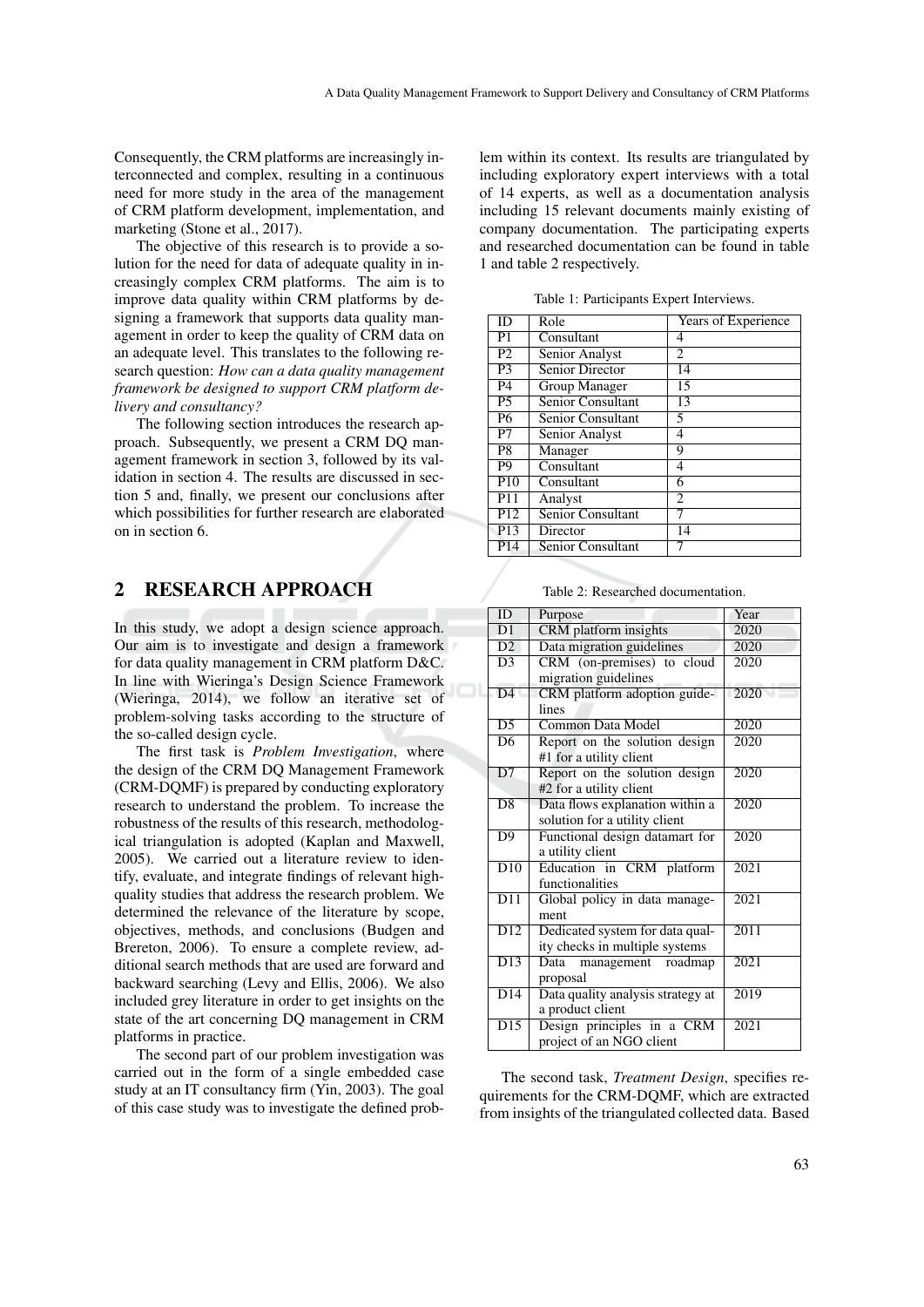Consequently, the CRM platforms are increasingly interconnected and complex, resulting in a continuous need for more study in the area of the management of CRM platform development, implementation, and marketing (Stone et al., 2017).

The objective of this research is to provide a solution for the need for data of adequate quality in increasingly complex CRM platforms. The aim is to improve data quality within CRM platforms by designing a framework that supports data quality management in order to keep the quality of CRM data on an adequate level. This translates to the following research question: *How can a data quality management framework be designed to support CRM platform delivery and consultancy?*

The following section introduces the research approach. Subsequently, we present a CRM DQ management framework in section 3, followed by its validation in section 4. The results are discussed in section 5 and, finally, we present our conclusions after which possibilities for further research are elaborated on in section 6.

## 2 RESEARCH APPROACH

In this study, we adopt a design science approach. Our aim is to investigate and design a framework for data quality management in CRM platform D&C. In line with Wieringa's Design Science Framework (Wieringa, 2014), we follow an iterative set of problem-solving tasks according to the structure of the so-called design cycle.

The first task is *Problem Investigation*, where the design of the CRM DQ Management Framework (CRM-DQMF) is prepared by conducting exploratory research to understand the problem. To increase the robustness of the results of this research, methodological triangulation is adopted (Kaplan and Maxwell, 2005). We carried out a literature review to identify, evaluate, and integrate findings of relevant high-quality studies that address the research problem. We determined the relevance of the literature by scope, objectives, methods, and conclusions (Budgen and Brereton, 2006). To ensure a complete review, additional search methods that are used are forward and backward searching (Levy and Ellis, 2006). We also included grey literature in order to get insights on the state of the art concerning DQ management in CRM platforms in practice.

The second part of our problem investigation was carried out in the form of a single embedded case study at an IT consultancy firm (Yin, 2003). The goal of this case study was to investigate the defined problem within its context. Its results are triangulated by including exploratory expert interviews with a total of 14 experts, as well as a documentation analysis including 15 relevant documents mainly existing of company documentation. The participating experts and researched documentation can be found in table 1 and table 2 respectively.

Table 1: Participants Expert Interviews.

| ID | Role | Years of Experience |
|---|---|---|
| P1 | Consultant | 4 |
| P2 | Senior Analyst | 2 |
| P3 | Senior Director | 14 |
| P4 | Group Manager | 15 |
| P5 | Senior Consultant | 13 |
| P6 | Senior Consultant | 5 |
| P7 | Senior Analyst | 4 |
| P8 | Manager | 9 |
| P9 | Consultant | 4 |
| P10 | Consultant | 6 |
| P11 | Analyst | 2 |
| P12 | Senior Consultant | 7 |
| P13 | Director | 14 |
| P14 | Senior Consultant | 7 |

Table 2: Researched documentation.

| ID | Purpose | Year |
|---|---|---|
| D1 | CRM platform insights | 2020 |
| D2 | Data migration guidelines | 2020 |
| D3 | CRM (on-premises) to cloud migration guidelines | 2020 |
| D4 | CRM platform adoption guidelines | 2020 |
| D5 | Common Data Model | 2020 |
| D6 | Report on the solution design #1 for a utility client | 2020 |
| D7 | Report on the solution design #2 for a utility client | 2020 |
| D8 | Data flows explanation within a solution for a utility client | 2020 |
| D9 | Functional design datamart for a utility client | 2020 |
| D10 | Education in CRM platform functionalities | 2021 |
| D11 | Global policy in data management | 2021 |
| D12 | Dedicated system for data quality checks in multiple systems | 2011 |
| D13 | Data management roadmap proposal | 2021 |
| D14 | Data quality analysis strategy at a product client | 2019 |
| D15 | Design principles in a CRM project of an NGO client | 2021 |

The second task, *Treatment Design*, specifies requirements for the CRM-DQMF, which are extracted from insights of the triangulated collected data. Based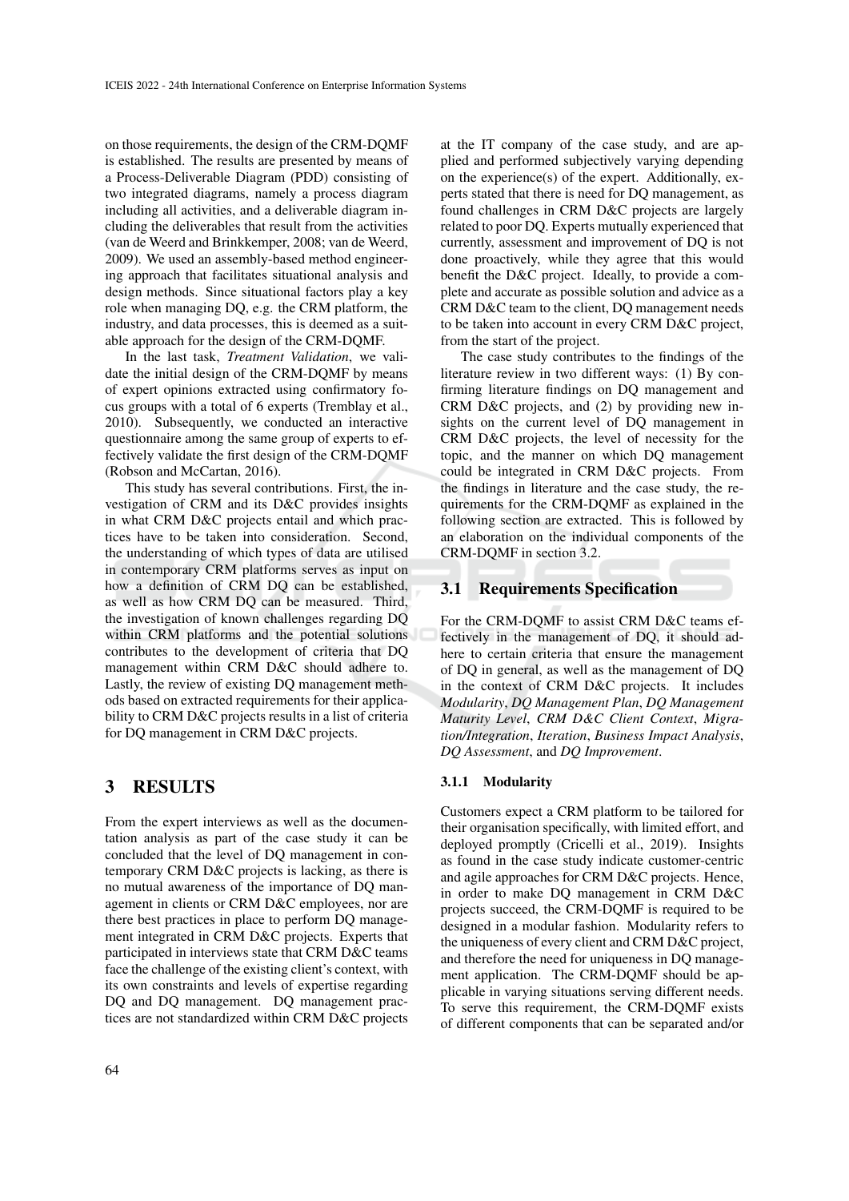on those requirements, the design of the CRM-DQMF is established. The results are presented by means of a Process-Deliverable Diagram (PDD) consisting of two integrated diagrams, namely a process diagram including all activities, and a deliverable diagram including the deliverables that result from the activities (van de Weerd and Brinkkemper, 2008; van de Weerd, 2009). We used an assembly-based method engineering approach that facilitates situational analysis and design methods. Since situational factors play a key role when managing DQ, e.g. the CRM platform, the industry, and data processes, this is deemed as a suitable approach for the design of the CRM-DQMF.

In the last task, *Treatment Validation*, we validate the initial design of the CRM-DQMF by means of expert opinions extracted using confirmatory focus groups with a total of 6 experts (Tremblay et al., 2010). Subsequently, we conducted an interactive questionnaire among the same group of experts to effectively validate the first design of the CRM-DQMF (Robson and McCartan, 2016).

This study has several contributions. First, the investigation of CRM and its D&C provides insights in what CRM D&C projects entail and which practices have to be taken into consideration. Second, the understanding of which types of data are utilised in contemporary CRM platforms serves as input on how a definition of CRM DQ can be established, as well as how CRM DQ can be measured. Third, the investigation of known challenges regarding DQ within CRM platforms and the potential solutions contributes to the development of criteria that DQ management within CRM D&C should adhere to. Lastly, the review of existing DQ management methods based on extracted requirements for their applicability to CRM D&C projects results in a list of criteria for DQ management in CRM D&C projects.

# 3 RESULTS

From the expert interviews as well as the documentation analysis as part of the case study it can be concluded that the level of DQ management in contemporary CRM D&C projects is lacking, as there is no mutual awareness of the importance of DQ management in clients or CRM D&C employees, nor are there best practices in place to perform DQ management integrated in CRM D&C projects. Experts that participated in interviews state that CRM D&C teams face the challenge of the existing client's context, with its own constraints and levels of expertise regarding DQ and DQ management. DQ management practices are not standardized within CRM D&C projects at the IT company of the case study, and are applied and performed subjectively varying depending on the experience(s) of the expert. Additionally, experts stated that there is need for DQ management, as found challenges in CRM D&C projects are largely related to poor DQ. Experts mutually experienced that currently, assessment and improvement of DQ is not done proactively, while they agree that this would benefit the D&C project. Ideally, to provide a complete and accurate as possible solution and advice as a CRM D&C team to the client, DQ management needs to be taken into account in every CRM D&C project, from the start of the project.

The case study contributes to the findings of the literature review in two different ways: (1) By confirming literature findings on DQ management and CRM D&C projects, and (2) by providing new insights on the current level of DQ management in CRM D&C projects, the level of necessity for the topic, and the manner on which DQ management could be integrated in CRM D&C projects. From the findings in literature and the case study, the requirements for the CRM-DQMF as explained in the following section are extracted. This is followed by an elaboration on the individual components of the CRM-DQMF in section 3.2.

## 3.1 Requirements Specification

For the CRM-DQMF to assist CRM D&C teams effectively in the management of DQ, it should adhere to certain criteria that ensure the management of DQ in general, as well as the management of DQ in the context of CRM D&C projects. It includes *Modularity*, *DQ Management Plan*, *DQ Management Maturity Level*, *CRM D&C Client Context*, *Migration/Integration*, *Iteration*, *Business Impact Analysis*, *DQ Assessment*, and *DQ Improvement*.

### 3.1.1 Modularity

Customers expect a CRM platform to be tailored for their organisation specifically, with limited effort, and deployed promptly (Cricelli et al., 2019). Insights as found in the case study indicate customer-centric and agile approaches for CRM D&C projects. Hence, in order to make DQ management in CRM D&C projects succeed, the CRM-DQMF is required to be designed in a modular fashion. Modularity refers to the uniqueness of every client and CRM D&C project, and therefore the need for uniqueness in DQ management application. The CRM-DQMF should be applicable in varying situations serving different needs. To serve this requirement, the CRM-DQMF exists of different components that can be separated and/or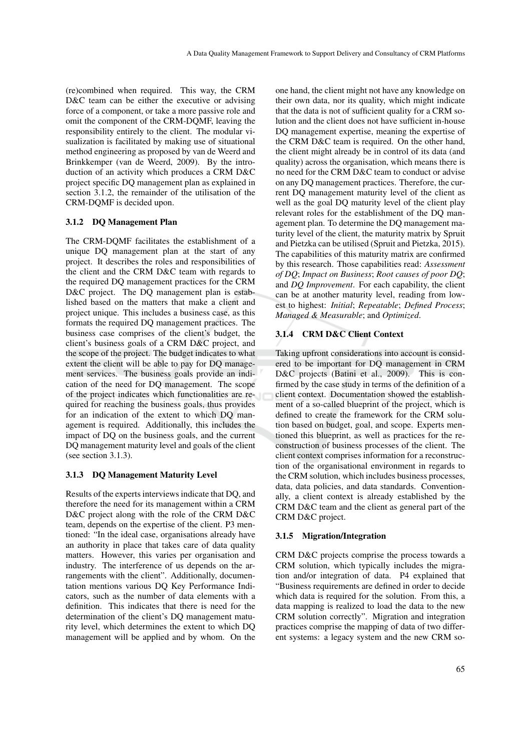(re)combined when required. This way, the CRM D&C team can be either the executive or advising force of a component, or take a more passive role and omit the component of the CRM-DQMF, leaving the responsibility entirely to the client. The modular visualization is facilitated by making use of situational method engineering as proposed by van de Weerd and Brinkkemper (van de Weerd, 2009). By the introduction of an activity which produces a CRM D&C project specific DQ management plan as explained in section 3.1.2, the remainder of the utilisation of the CRM-DQMF is decided upon.

### 3.1.2 DQ Management Plan

The CRM-DQMF facilitates the establishment of a unique DQ management plan at the start of any project. It describes the roles and responsibilities of the client and the CRM D&C team with regards to the required DQ management practices for the CRM D&C project. The DQ management plan is established based on the matters that make a client and project unique. This includes a business case, as this formats the required DQ management practices. The business case comprises of the client's budget, the client's business goals of a CRM D&C project, and the scope of the project. The budget indicates to what extent the client will be able to pay for DQ management services. The business goals provide an indication of the need for DQ management. The scope of the project indicates which functionalities are required for reaching the business goals, thus provides for an indication of the extent to which DQ management is required. Additionally, this includes the impact of DQ on the business goals, and the current DQ management maturity level and goals of the client (see section 3.1.3).

### 3.1.3 DQ Management Maturity Level

Results of the experts interviews indicate that DQ, and therefore the need for its management within a CRM D&C project along with the role of the CRM D&C team, depends on the expertise of the client. P3 mentioned: "In the ideal case, organisations already have an authority in place that takes care of data quality matters. However, this varies per organisation and industry. The interference of us depends on the arrangements with the client". Additionally, documentation mentions various DQ Key Performance Indicators, such as the number of data elements with a definition. This indicates that there is need for the determination of the client's DQ management maturity level, which determines the extent to which DQ management will be applied and by whom. On the one hand, the client might not have any knowledge on their own data, nor its quality, which might indicate that the data is not of sufficient quality for a CRM solution and the client does not have sufficient in-house DQ management expertise, meaning the expertise of the CRM D&C team is required. On the other hand, the client might already be in control of its data (and quality) across the organisation, which means there is no need for the CRM D&C team to conduct or advise on any DQ management practices. Therefore, the current DQ management maturity level of the client as well as the goal DQ maturity level of the client play relevant roles for the establishment of the DQ management plan. To determine the DQ management maturity level of the client, the maturity matrix by Spruit and Pietzka can be utilised (Spruit and Pietzka, 2015). The capabilities of this maturity matrix are confirmed by this research. Those capabilities read: *Assessment of DQ*; *Impact on Business*; *Root causes of poor DQ*; and *DQ Improvement*. For each capability, the client can be at another maturity level, reading from lowest to highest: *Initial*; *Repeatable*; *Defined Process*; *Managed & Measurable*; and *Optimized*.

### 3.1.4 CRM D&C Client Context

Taking upfront considerations into account is considered to be important for DQ management in CRM D&C projects (Batini et al., 2009). This is confirmed by the case study in terms of the definition of a client context. Documentation showed the establishment of a so-called blueprint of the project, which is defined to create the framework for the CRM solution based on budget, goal, and scope. Experts mentioned this blueprint, as well as practices for the reconstruction of business processes of the client. The client context comprises information for a reconstruction of the organisational environment in regards to the CRM solution, which includes business processes, data, data policies, and data standards. Conventionally, a client context is already established by the CRM D&C team and the client as general part of the CRM D&C project.

### 3.1.5 Migration/Integration

CRM D&C projects comprise the process towards a CRM solution, which typically includes the migration and/or integration of data. P4 explained that "Business requirements are defined in order to decide which data is required for the solution. From this, a data mapping is realized to load the data to the new CRM solution correctly". Migration and integration practices comprise the mapping of data of two different systems: a legacy system and the new CRM so-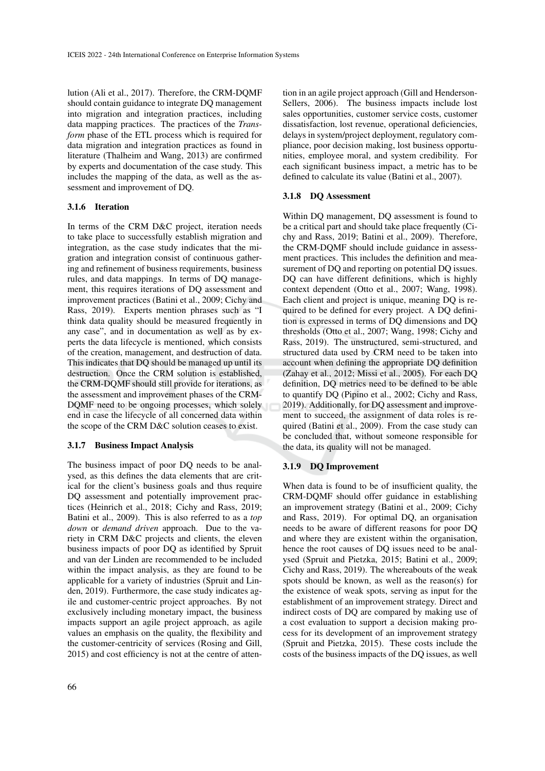lution (Ali et al., 2017). Therefore, the CRM-DQMF should contain guidance to integrate DQ management into migration and integration practices, including data mapping practices. The practices of the *Transform* phase of the ETL process which is required for data migration and integration practices as found in literature (Thalheim and Wang, 2013) are confirmed by experts and documentation of the case study. This includes the mapping of the data, as well as the assessment and improvement of DQ.

### 3.1.6 Iteration

In terms of the CRM D&C project, iteration needs to take place to successfully establish migration and integration, as the case study indicates that the migration and integration consist of continuous gathering and refinement of business requirements, business rules, and data mappings. In terms of DQ management, this requires iterations of DQ assessment and improvement practices (Batini et al., 2009; Cichy and Rass, 2019). Experts mention phrases such as "I think data quality should be measured frequently in any case", and in documentation as well as by experts the data lifecycle is mentioned, which consists of the creation, management, and destruction of data. This indicates that DQ should be managed up until its destruction. Once the CRM solution is established, the CRM-DQMF should still provide for iterations, as the assessment and improvement phases of the CRM-DQMF need to be ongoing processes, which solely end in case the lifecycle of all concerned data within the scope of the CRM D&C solution ceases to exist.

### 3.1.7 Business Impact Analysis

The business impact of poor DQ needs to be analysed, as this defines the data elements that are critical for the client's business goals and thus require DQ assessment and potentially improvement practices (Heinrich et al., 2018; Cichy and Rass, 2019; Batini et al., 2009). This is also referred to as a *top down* or *demand driven* approach. Due to the variety in CRM D&C projects and clients, the eleven business impacts of poor DQ as identified by Spruit and van der Linden are recommended to be included within the impact analysis, as they are found to be applicable for a variety of industries (Spruit and Linden, 2019). Furthermore, the case study indicates agile and customer-centric project approaches. By not exclusively including monetary impact, the business impacts support an agile project approach, as agile values an emphasis on the quality, the flexibility and the customer-centricity of services (Rosing and Gill, 2015) and cost efficiency is not at the centre of attention in an agile project approach (Gill and Henderson-Sellers, 2006). The business impacts include lost sales opportunities, customer service costs, customer dissatisfaction, lost revenue, operational deficiencies, delays in system/project deployment, regulatory compliance, poor decision making, lost business opportunities, employee moral, and system credibility. For each significant business impact, a metric has to be defined to calculate its value (Batini et al., 2007).

### 3.1.8 DQ Assessment

Within DQ management, DQ assessment is found to be a critical part and should take place frequently (Cichy and Rass, 2019; Batini et al., 2009). Therefore, the CRM-DQMF should include guidance in assessment practices. This includes the definition and measurement of DQ and reporting on potential DQ issues. DQ can have different definitions, which is highly context dependent (Otto et al., 2007; Wang, 1998). Each client and project is unique, meaning DQ is required to be defined for every project. A DQ definition is expressed in terms of DQ dimensions and DQ thresholds (Otto et al., 2007; Wang, 1998; Cichy and Rass, 2019). The unstructured, semi-structured, and structured data used by CRM need to be taken into account when defining the appropriate DQ definition (Zahay et al., 2012; Missi et al., 2005). For each DQ definition, DQ metrics need to be defined to be able to quantify DQ (Pipino et al., 2002; Cichy and Rass, 2019). Additionally, for DQ assessment and improvement to succeed, the assignment of data roles is required (Batini et al., 2009). From the case study can be concluded that, without someone responsible for the data, its quality will not be managed.

### 3.1.9 DQ Improvement

When data is found to be of insufficient quality, the CRM-DQMF should offer guidance in establishing an improvement strategy (Batini et al., 2009; Cichy and Rass, 2019). For optimal DQ, an organisation needs to be aware of different reasons for poor DQ and where they are existent within the organisation, hence the root causes of DQ issues need to be analysed (Spruit and Pietzka, 2015; Batini et al., 2009; Cichy and Rass, 2019). The whereabouts of the weak spots should be known, as well as the reason(s) for the existence of weak spots, serving as input for the establishment of an improvement strategy. Direct and indirect costs of DQ are compared by making use of a cost evaluation to support a decision making process for its development of an improvement strategy (Spruit and Pietzka, 2015). These costs include the costs of the business impacts of the DQ issues, as well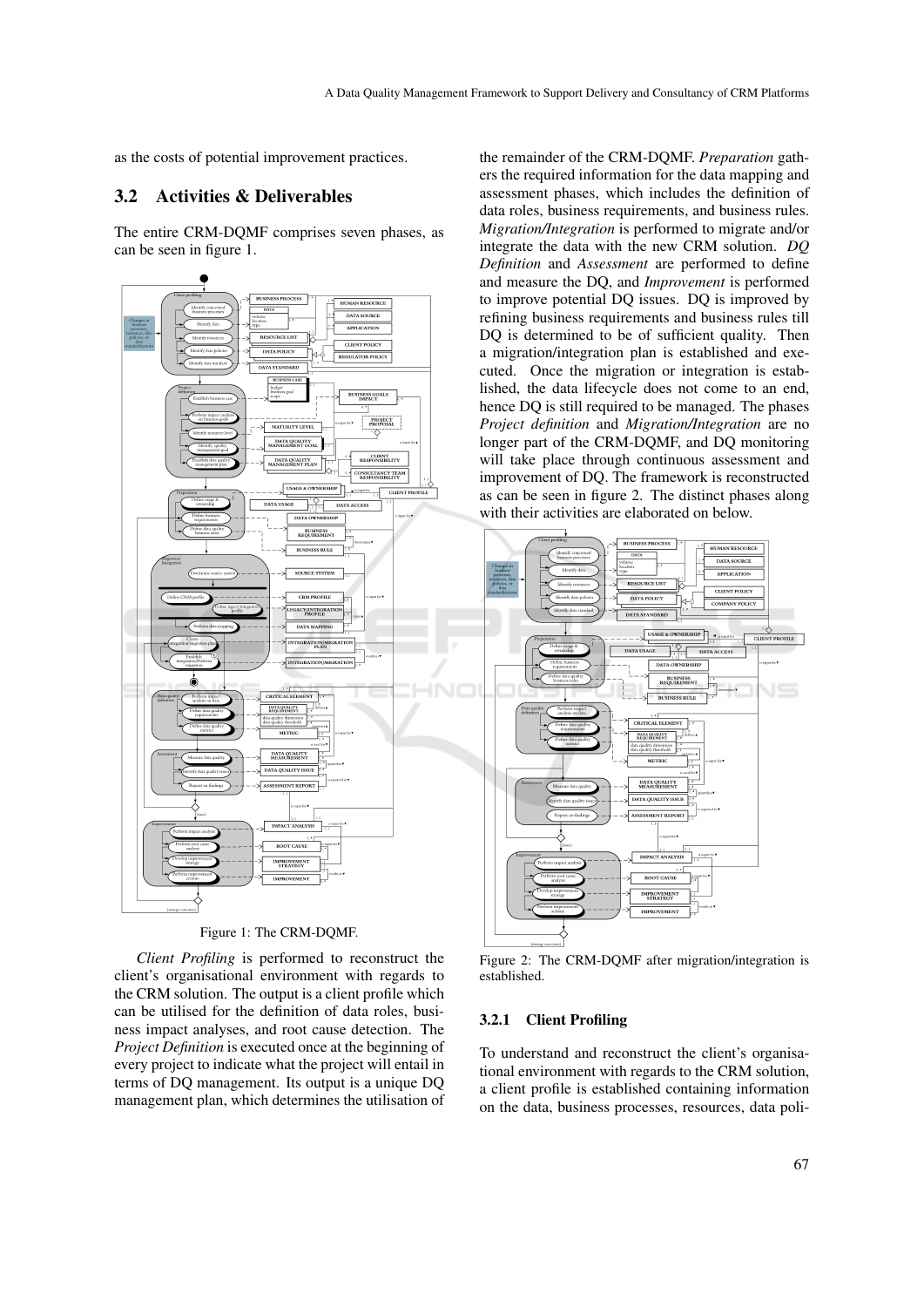as the costs of potential improvement practices.

### 3.2 Activities & Deliverables

The entire CRM-DQMF comprises seven phases, as can be seen in figure 1.

Figure 1: The CRM-DQMF.

*Client Profiling* is performed to reconstruct the client's organisational environment with regards to the CRM solution. The output is a client profile which can be utilised for the definition of data roles, business impact analyses, and root cause detection. The *Project Definition* is executed once at the beginning of every project to indicate what the project will entail in terms of DQ management. Its output is a unique DQ management plan, which determines the utilisation of the remainder of the CRM-DQMF. *Preparation* gathers the required information for the data mapping and assessment phases, which includes the definition of data roles, business requirements, and business rules. *Migration/Integration* is performed to migrate and/or integrate the data with the new CRM solution. *DQ Definition* and *Assessment* are performed to define and measure the DQ, and *Improvement* is performed to improve potential DQ issues. DQ is improved by refining business requirements and business rules till DQ is determined to be of sufficient quality. Then a migration/integration plan is established and executed. Once the migration or integration is established, the data lifecycle does not come to an end, hence DQ is still required to be managed. The phases *Project definition* and *Migration/Integration* are no longer part of the CRM-DQMF, and DQ monitoring will take place through continuous assessment and improvement of DQ. The framework is reconstructed as can be seen in figure 2. The distinct phases along with their activities are elaborated on below.

Figure 2: The CRM-DQMF after migration/integration is established.

#### 3.2.1 Client Profiling

To understand and reconstruct the client's organisational environment with regards to the CRM solution, a client profile is established containing information on the data, business processes, resources, data poli-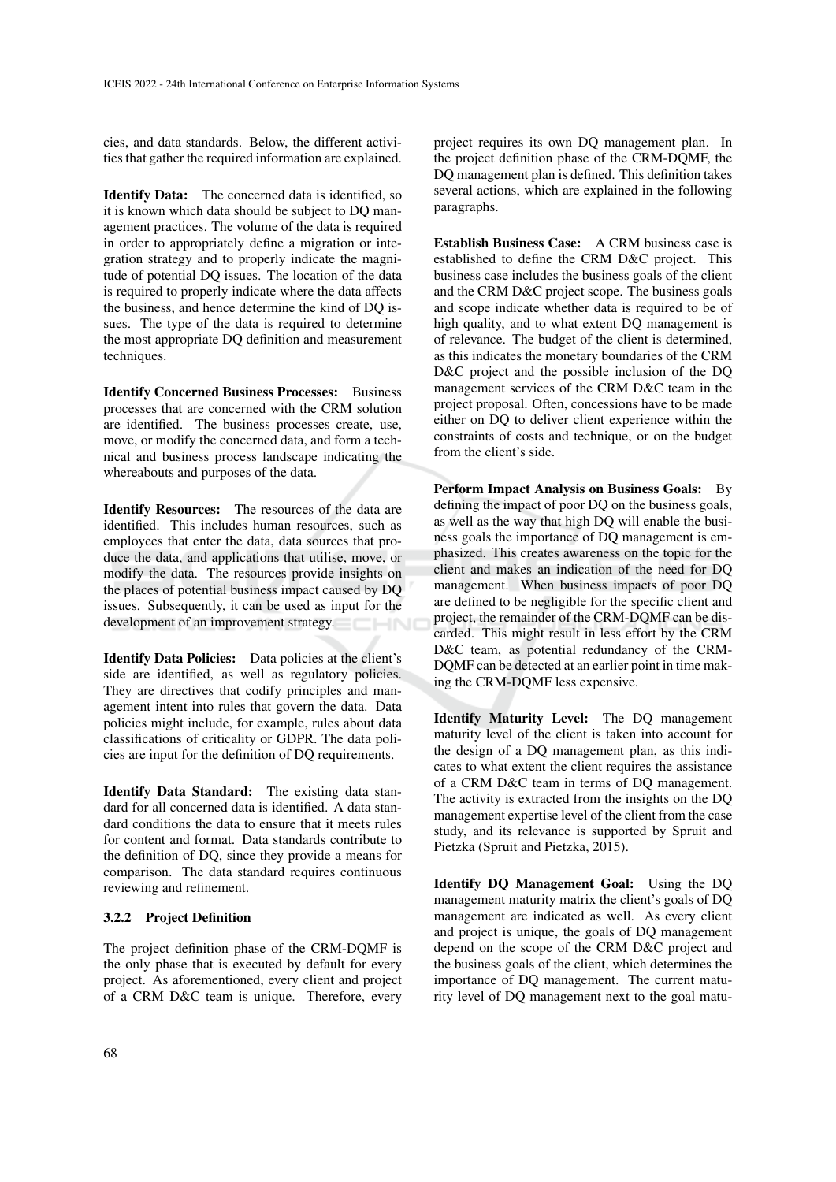cies, and data standards. Below, the different activities that gather the required information are explained.

**Identify Data:** The concerned data is identified, so it is known which data should be subject to DQ management practices. The volume of the data is required in order to appropriately define a migration or integration strategy and to properly indicate the magnitude of potential DQ issues. The location of the data is required to properly indicate where the data affects the business, and hence determine the kind of DQ issues. The type of the data is required to determine the most appropriate DQ definition and measurement techniques.

**Identify Concerned Business Processes:** Business processes that are concerned with the CRM solution are identified. The business processes create, use, move, or modify the concerned data, and form a technical and business process landscape indicating the whereabouts and purposes of the data.

**Identify Resources:** The resources of the data are identified. This includes human resources, such as employees that enter the data, data sources that produce the data, and applications that utilise, move, or modify the data. The resources provide insights on the places of potential business impact caused by DQ issues. Subsequently, it can be used as input for the development of an improvement strategy.

**Identify Data Policies:** Data policies at the client's side are identified, as well as regulatory policies. They are directives that codify principles and management intent into rules that govern the data. Data policies might include, for example, rules about data classifications of criticality or GDPR. The data policies are input for the definition of DQ requirements.

**Identify Data Standard:** The existing data standard for all concerned data is identified. A data standard conditions the data to ensure that it meets rules for content and format. Data standards contribute to the definition of DQ, since they provide a means for comparison. The data standard requires continuous reviewing and refinement.

### 3.2.2 Project Definition

The project definition phase of the CRM-DQMF is the only phase that is executed by default for every project. As aforementioned, every client and project of a CRM D&C team is unique. Therefore, every project requires its own DQ management plan. In the project definition phase of the CRM-DQMF, the DQ management plan is defined. This definition takes several actions, which are explained in the following paragraphs.

**Establish Business Case:** A CRM business case is established to define the CRM D&C project. This business case includes the business goals of the client and the CRM D&C project scope. The business goals and scope indicate whether data is required to be of high quality, and to what extent DQ management is of relevance. The budget of the client is determined, as this indicates the monetary boundaries of the CRM D&C project and the possible inclusion of the DQ management services of the CRM D&C team in the project proposal. Often, concessions have to be made either on DQ to deliver client experience within the constraints of costs and technique, or on the budget from the client's side.

**Perform Impact Analysis on Business Goals:** By defining the impact of poor DQ on the business goals, as well as the way that high DQ will enable the business goals the importance of DQ management is emphasized. This creates awareness on the topic for the client and makes an indication of the need for DQ management. When business impacts of poor DQ are defined to be negligible for the specific client and project, the remainder of the CRM-DQMF can be discarded. This might result in less effort by the CRM D&C team, as potential redundancy of the CRM-DQMF can be detected at an earlier point in time making the CRM-DQMF less expensive.

**Identify Maturity Level:** The DQ management maturity level of the client is taken into account for the design of a DQ management plan, as this indicates to what extent the client requires the assistance of a CRM D&C team in terms of DQ management. The activity is extracted from the insights on the DQ management expertise level of the client from the case study, and its relevance is supported by Spruit and Pietzka (Spruit and Pietzka, 2015).

**Identify DQ Management Goal:** Using the DQ management maturity matrix the client's goals of DQ management are indicated as well. As every client and project is unique, the goals of DQ management depend on the scope of the CRM D&C project and the business goals of the client, which determines the importance of DQ management. The current maturity level of DQ management next to the goal matu-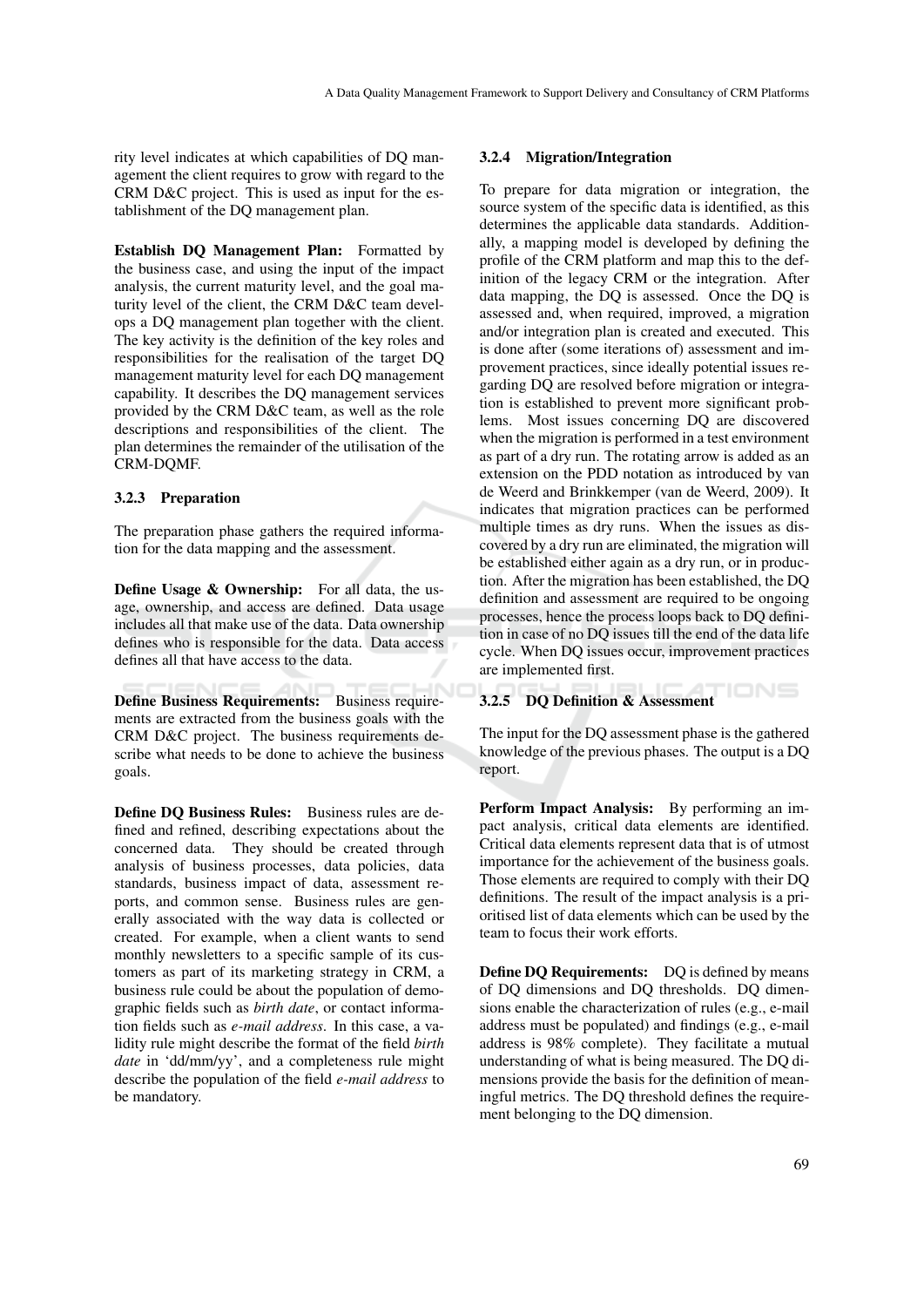rity level indicates at which capabilities of DQ management the client requires to grow with regard to the CRM D&C project. This is used as input for the establishment of the DQ management plan.

**Establish DQ Management Plan:** Formatted by the business case, and using the input of the impact analysis, the current maturity level, and the goal maturity level of the client, the CRM D&C team develops a DQ management plan together with the client. The key activity is the definition of the key roles and responsibilities for the realisation of the target DQ management maturity level for each DQ management capability. It describes the DQ management services provided by the CRM D&C team, as well as the role descriptions and responsibilities of the client. The plan determines the remainder of the utilisation of the CRM-DQMF.

### 3.2.3 Preparation

The preparation phase gathers the required information for the data mapping and the assessment.

**Define Usage & Ownership:** For all data, the usage, ownership, and access are defined. Data usage includes all that make use of the data. Data ownership defines who is responsible for the data. Data access defines all that have access to the data.

**Define Business Requirements:** Business requirements are extracted from the business goals with the CRM D&C project. The business requirements describe what needs to be done to achieve the business goals.

**Define DQ Business Rules:** Business rules are defined and refined, describing expectations about the concerned data. They should be created through analysis of business processes, data policies, data standards, business impact of data, assessment reports, and common sense. Business rules are generally associated with the way data is collected or created. For example, when a client wants to send monthly newsletters to a specific sample of its customers as part of its marketing strategy in CRM, a business rule could be about the population of demographic fields such as *birth date*, or contact information fields such as *e-mail address*. In this case, a validity rule might describe the format of the field *birth date* in 'dd/mm/yy', and a completeness rule might describe the population of the field *e-mail address* to be mandatory.

### 3.2.4 Migration/Integration

To prepare for data migration or integration, the source system of the specific data is identified, as this determines the applicable data standards. Additionally, a mapping model is developed by defining the profile of the CRM platform and map this to the definition of the legacy CRM or the integration. After data mapping, the DQ is assessed. Once the DQ is assessed and, when required, improved, a migration and/or integration plan is created and executed. This is done after (some iterations of) assessment and improvement practices, since ideally potential issues regarding DQ are resolved before migration or integration is established to prevent more significant problems. Most issues concerning DQ are discovered when the migration is performed in a test environment as part of a dry run. The rotating arrow is added as an extension on the PDD notation as introduced by van de Weerd and Brinkkemper (van de Weerd, 2009). It indicates that migration practices can be performed multiple times as dry runs. When the issues as discovered by a dry run are eliminated, the migration will be established either again as a dry run, or in production. After the migration has been established, the DQ definition and assessment are required to be ongoing processes, hence the process loops back to DQ definition in case of no DQ issues till the end of the data life cycle. When DQ issues occur, improvement practices are implemented first.

### 3.2.5 DQ Definition & Assessment

The input for the DQ assessment phase is the gathered knowledge of the previous phases. The output is a DQ report.

**Perform Impact Analysis:** By performing an impact analysis, critical data elements are identified. Critical data elements represent data that is of utmost importance for the achievement of the business goals. Those elements are required to comply with their DQ definitions. The result of the impact analysis is a prioritised list of data elements which can be used by the team to focus their work efforts.

**Define DQ Requirements:** DQ is defined by means of DQ dimensions and DQ thresholds. DQ dimensions enable the characterization of rules (e.g., e-mail address must be populated) and findings (e.g., e-mail address is 98% complete). They facilitate a mutual understanding of what is being measured. The DQ dimensions provide the basis for the definition of meaningful metrics. The DQ threshold defines the requirement belonging to the DQ dimension.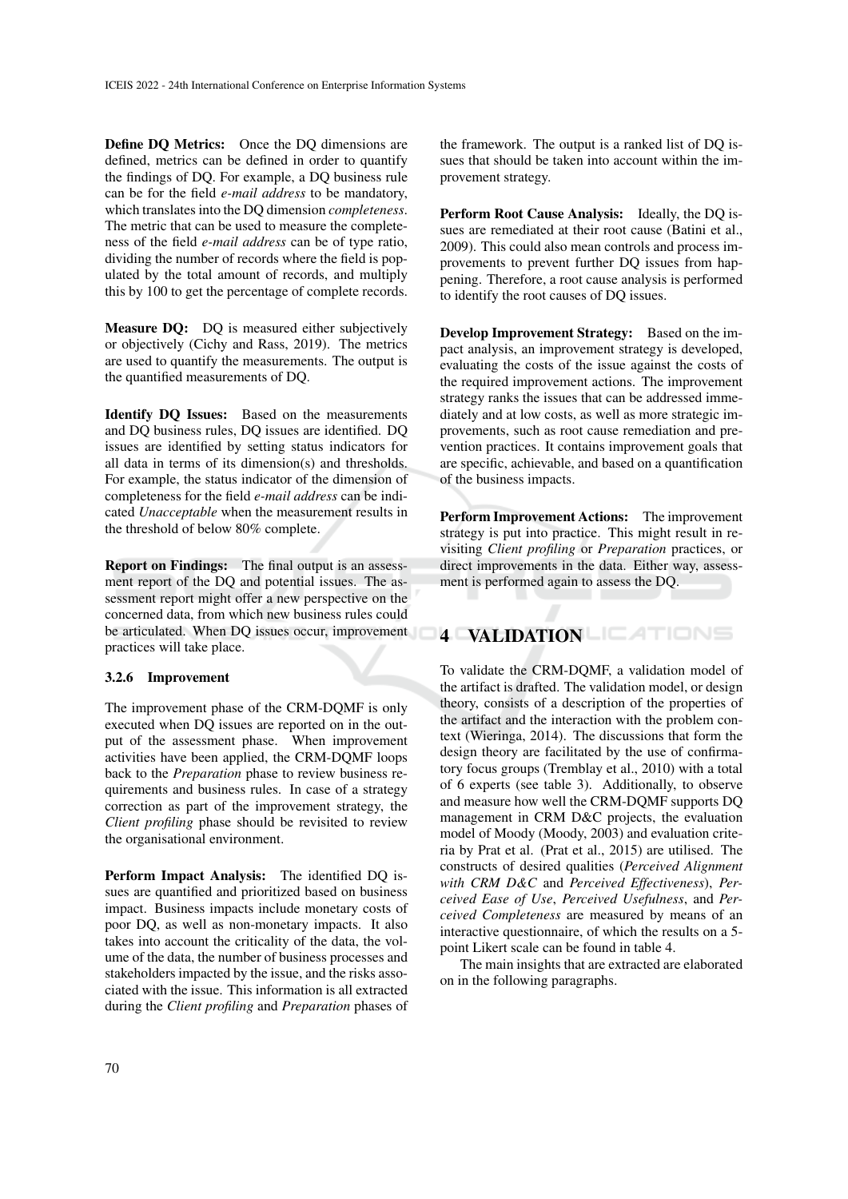**Define DQ Metrics:** Once the DQ dimensions are defined, metrics can be defined in order to quantify the findings of DQ. For example, a DQ business rule can be for the field *e-mail address* to be mandatory, which translates into the DQ dimension *completeness*. The metric that can be used to measure the completeness of the field *e-mail address* can be of type ratio, dividing the number of records where the field is populated by the total amount of records, and multiply this by 100 to get the percentage of complete records.

**Measure DQ:** DQ is measured either subjectively or objectively (Cichy and Rass, 2019). The metrics are used to quantify the measurements. The output is the quantified measurements of DQ.

**Identify DQ Issues:** Based on the measurements and DQ business rules, DQ issues are identified. DQ issues are identified by setting status indicators for all data in terms of its dimension(s) and thresholds. For example, the status indicator of the dimension of completeness for the field *e-mail address* can be indicated *Unacceptable* when the measurement results in the threshold of below 80% complete.

**Report on Findings:** The final output is an assessment report of the DQ and potential issues. The assessment report might offer a new perspective on the concerned data, from which new business rules could be articulated. When DQ issues occur, improvement practices will take place.

#### 3.2.6 Improvement

The improvement phase of the CRM-DQMF is only executed when DQ issues are reported on in the output of the assessment phase. When improvement activities have been applied, the CRM-DQMF loops back to the *Preparation* phase to review business requirements and business rules. In case of a strategy correction as part of the improvement strategy, the *Client profiling* phase should be revisited to review the organisational environment.

**Perform Impact Analysis:** The identified DQ issues are quantified and prioritized based on business impact. Business impacts include monetary costs of poor DQ, as well as non-monetary impacts. It also takes into account the criticality of the data, the volume of the data, the number of business processes and stakeholders impacted by the issue, and the risks associated with the issue. This information is all extracted during the *Client profiling* and *Preparation* phases of the framework. The output is a ranked list of DQ issues that should be taken into account within the improvement strategy.

**Perform Root Cause Analysis:** Ideally, the DQ issues are remediated at their root cause (Batini et al., 2009). This could also mean controls and process improvements to prevent further DQ issues from happening. Therefore, a root cause analysis is performed to identify the root causes of DQ issues.

**Develop Improvement Strategy:** Based on the impact analysis, an improvement strategy is developed, evaluating the costs of the issue against the costs of the required improvement actions. The improvement strategy ranks the issues that can be addressed immediately and at low costs, as well as more strategic improvements, such as root cause remediation and prevention practices. It contains improvement goals that are specific, achievable, and based on a quantification of the business impacts.

**Perform Improvement Actions:** The improvement strategy is put into practice. This might result in revisiting *Client profiling* or *Preparation* practices, or direct improvements in the data. Either way, assessment is performed again to assess the DQ.

## 4 VALIDATION

To validate the CRM-DQMF, a validation model of the artifact is drafted. The validation model, or design theory, consists of a description of the properties of the artifact and the interaction with the problem context (Wieringa, 2014). The discussions that form the design theory are facilitated by the use of confirmatory focus groups (Tremblay et al., 2010) with a total of 6 experts (see table 3). Additionally, to observe and measure how well the CRM-DQMF supports DQ management in CRM D&C projects, the evaluation model of Moody (Moody, 2003) and evaluation criteria by Prat et al. (Prat et al., 2015) are utilised. The constructs of desired qualities (*Perceived Alignment with CRM D&C* and *Perceived Effectiveness*), *Perceived Ease of Use*, *Perceived Usefulness*, and *Perceived Completeness* are measured by means of an interactive questionnaire, of which the results on a 5-point Likert scale can be found in table 4.

The main insights that are extracted are elaborated on in the following paragraphs.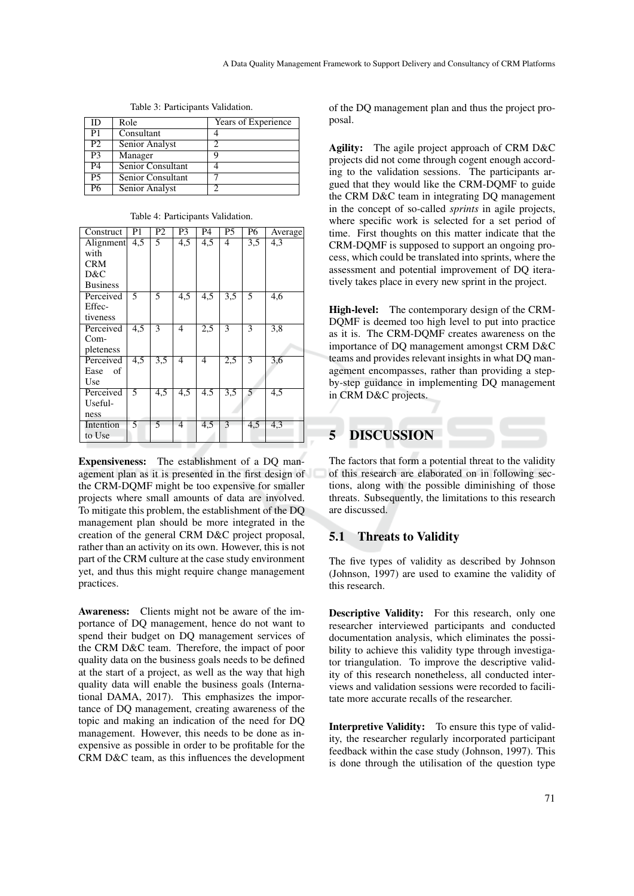Table 3: Participants Validation.

| ID | Role | Years of Experience |
|---|---|---|
| P1 | Consultant | 4 |
| P2 | Senior Analyst | 2 |
| P3 | Manager | 9 |
| P4 | Senior Consultant | 4 |
| P5 | Senior Consultant | 7 |
| P6 | Senior Analyst | 2 |

Table 4: Participants Validation.

| Construct | P1 | P2 | P3 | P4 | P5 | P6 | Average |
|---|---|---|---|---|---|---|---|
| Alignment with CRM D&C Business | 4,5 | 5 | 4,5 | 4,5 | 4 | 3,5 | 4,3 |
| Perceived Effectiveness | 5 | 5 | 4,5 | 4,5 | 3,5 | 5 | 4,6 |
| Perceived Completeness | 4,5 | 3 | 4 | 2,5 | 3 | 3 | 3,8 |
| Perceived Ease of Use | 4,5 | 3,5 | 4 | 4 | 2,5 | 3 | 3,6 |
| Perceived Usefulness | 5 | 4,5 | 4,5 | 4.5 | 3,5 | 5 | 4,5 |
| Intention to Use | 5 | 5 | 4 | 4,5 | 3 | 4,5 | 4,3 |

**Expensiveness:** The establishment of a DQ management plan as it is presented in the first design of the CRM-DQMF might be too expensive for smaller projects where small amounts of data are involved. To mitigate this problem, the establishment of the DQ management plan should be more integrated in the creation of the general CRM D&C project proposal, rather than an activity on its own. However, this is not part of the CRM culture at the case study environment yet, and thus this might require change management practices.

**Awareness:** Clients might not be aware of the importance of DQ management, hence do not want to spend their budget on DQ management services of the CRM D&C team. Therefore, the impact of poor quality data on the business goals needs to be defined at the start of a project, as well as the way that high quality data will enable the business goals (International DAMA, 2017). This emphasizes the importance of DQ management, creating awareness of the topic and making an indication of the need for DQ management. However, this needs to be done as inexpensive as possible in order to be profitable for the CRM D&C team, as this influences the development of the DQ management plan and thus the project proposal.

**Agility:** The agile project approach of CRM D&C projects did not come through cogent enough according to the validation sessions. The participants argued that they would like the CRM-DQMF to guide the CRM D&C team in integrating DQ management in the concept of so-called *sprints* in agile projects, where specific work is selected for a set period of time. First thoughts on this matter indicate that the CRM-DQMF is supposed to support an ongoing process, which could be translated into sprints, where the assessment and potential improvement of DQ iteratively takes place in every new sprint in the project.

**High-level:** The contemporary design of the CRM-DQMF is deemed too high level to put into practice as it is. The CRM-DQMF creates awareness on the importance of DQ management amongst CRM D&C teams and provides relevant insights in what DQ management encompasses, rather than providing a step-by-step guidance in implementing DQ management in CRM D&C projects.

# 5 DISCUSSION

The factors that form a potential threat to the validity of this research are elaborated on in following sections, along with the possible diminishing of those threats. Subsequently, the limitations to this research are discussed.

## 5.1 Threats to Validity

The five types of validity as described by Johnson (Johnson, 1997) are used to examine the validity of this research.

**Descriptive Validity:** For this research, only one researcher interviewed participants and conducted documentation analysis, which eliminates the possibility to achieve this validity type through investigator triangulation. To improve the descriptive validity of this research nonetheless, all conducted interviews and validation sessions were recorded to facilitate more accurate recalls of the researcher.

**Interpretive Validity:** To ensure this type of validity, the researcher regularly incorporated participant feedback within the case study (Johnson, 1997). This is done through the utilisation of the question type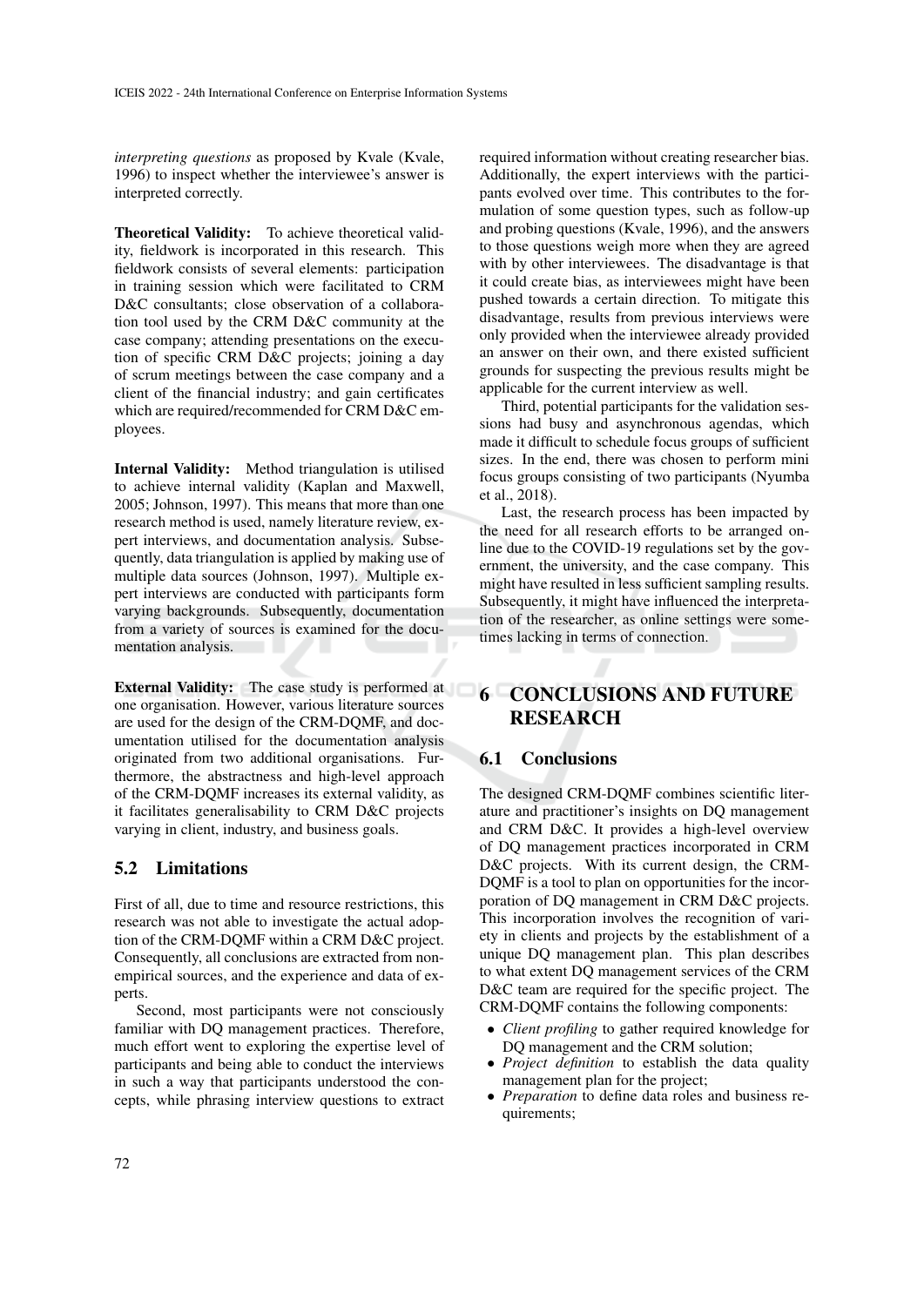*interpreting questions* as proposed by Kvale (Kvale, 1996) to inspect whether the interviewee's answer is interpreted correctly.

**Theoretical Validity:** To achieve theoretical validity, fieldwork is incorporated in this research. This fieldwork consists of several elements: participation in training session which were facilitated to CRM D&C consultants; close observation of a collaboration tool used by the CRM D&C community at the case company; attending presentations on the execution of specific CRM D&C projects; joining a day of scrum meetings between the case company and a client of the financial industry; and gain certificates which are required/recommended for CRM D&C employees.

**Internal Validity:** Method triangulation is utilised to achieve internal validity (Kaplan and Maxwell, 2005; Johnson, 1997). This means that more than one research method is used, namely literature review, expert interviews, and documentation analysis. Subsequently, data triangulation is applied by making use of multiple data sources (Johnson, 1997). Multiple expert interviews are conducted with participants form varying backgrounds. Subsequently, documentation from a variety of sources is examined for the documentation analysis.

**External Validity:** The case study is performed at one organisation. However, various literature sources are used for the design of the CRM-DQMF, and documentation utilised for the documentation analysis originated from two additional organisations. Furthermore, the abstractness and high-level approach of the CRM-DQMF increases its external validity, as it facilitates generalisability to CRM D&C projects varying in client, industry, and business goals.

## 5.2 Limitations

First of all, due to time and resource restrictions, this research was not able to investigate the actual adoption of the CRM-DQMF within a CRM D&C project. Consequently, all conclusions are extracted from non-empirical sources, and the experience and data of experts.

Second, most participants were not consciously familiar with DQ management practices. Therefore, much effort went to exploring the expertise level of participants and being able to conduct the interviews in such a way that participants understood the concepts, while phrasing interview questions to extract required information without creating researcher bias. Additionally, the expert interviews with the participants evolved over time. This contributes to the formulation of some question types, such as follow-up and probing questions (Kvale, 1996), and the answers to those questions weigh more when they are agreed with by other interviewees. The disadvantage is that it could create bias, as interviewees might have been pushed towards a certain direction. To mitigate this disadvantage, results from previous interviews were only provided when the interviewee already provided an answer on their own, and there existed sufficient grounds for suspecting the previous results might be applicable for the current interview as well.

Third, potential participants for the validation sessions had busy and asynchronous agendas, which made it difficult to schedule focus groups of sufficient sizes. In the end, there was chosen to perform mini focus groups consisting of two participants (Nyumba et al., 2018).

Last, the research process has been impacted by the need for all research efforts to be arranged online due to the COVID-19 regulations set by the government, the university, and the case company. This might have resulted in less sufficient sampling results. Subsequently, it might have influenced the interpretation of the researcher, as online settings were sometimes lacking in terms of connection.

# 6 CONCLUSIONS AND FUTURE RESEARCH

## 6.1 Conclusions

The designed CRM-DQMF combines scientific literature and practitioner's insights on DQ management and CRM D&C. It provides a high-level overview of DQ management practices incorporated in CRM D&C projects. With its current design, the CRM-DQMF is a tool to plan on opportunities for the incorporation of DQ management in CRM D&C projects. This incorporation involves the recognition of variety in clients and projects by the establishment of a unique DQ management plan. This plan describes to what extent DQ management services of the CRM D&C team are required for the specific project. The CRM-DQMF contains the following components:

- *Client profiling* to gather required knowledge for DQ management and the CRM solution;
- *Project definition* to establish the data quality management plan for the project;
- *Preparation* to define data roles and business requirements;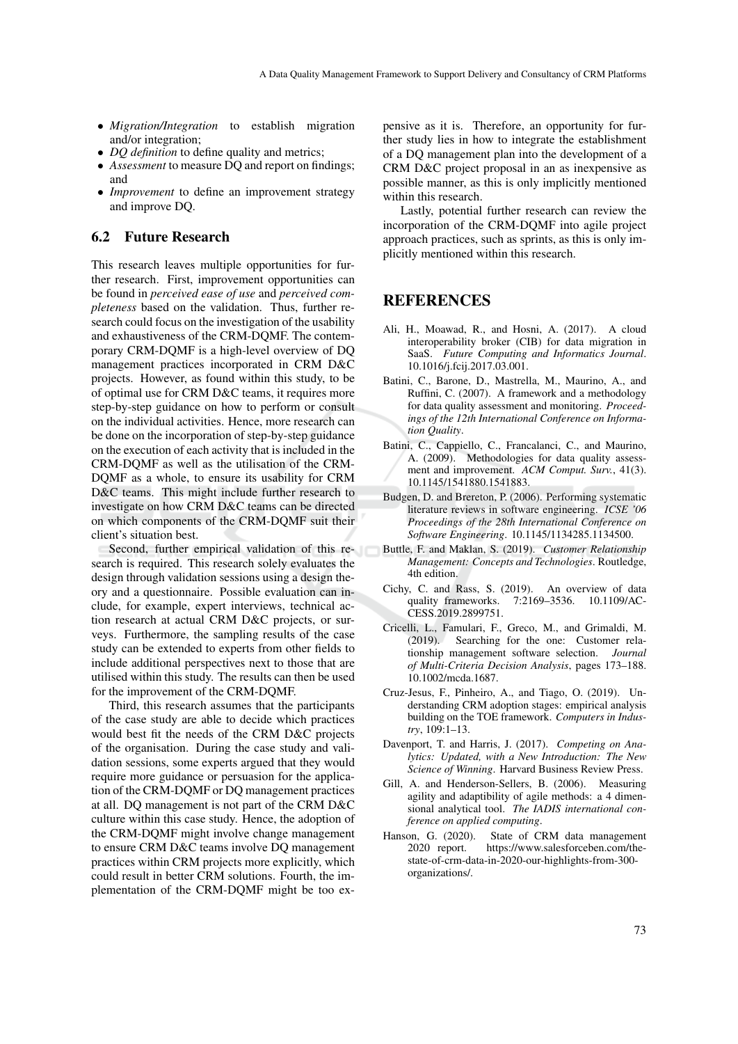- *Migration/Integration* to establish migration and/or integration;
- *DQ definition* to define quality and metrics;
- *Assessment* to measure DQ and report on findings; and
- *Improvement* to define an improvement strategy and improve DQ.

## 6.2 Future Research

This research leaves multiple opportunities for further research. First, improvement opportunities can be found in *perceived ease of use* and *perceived completeness* based on the validation. Thus, further research could focus on the investigation of the usability and exhaustiveness of the CRM-DQMF. The contemporary CRM-DQMF is a high-level overview of DQ management practices incorporated in CRM D&C projects. However, as found within this study, to be of optimal use for CRM D&C teams, it requires more step-by-step guidance on how to perform or consult on the individual activities. Hence, more research can be done on the incorporation of step-by-step guidance on the execution of each activity that is included in the CRM-DQMF as well as the utilisation of the CRM-DQMF as a whole, to ensure its usability for CRM D&C teams. This might include further research to investigate on how CRM D&C teams can be directed on which components of the CRM-DQMF suit their client's situation best.

Second, further empirical validation of this research is required. This research solely evaluates the design through validation sessions using a design theory and a questionnaire. Possible evaluation can include, for example, expert interviews, technical action research at actual CRM D&C projects, or surveys. Furthermore, the sampling results of the case study can be extended to experts from other fields to include additional perspectives next to those that are utilised within this study. The results can then be used for the improvement of the CRM-DQMF.

Third, this research assumes that the participants of the case study are able to decide which practices would best fit the needs of the CRM D&C projects of the organisation. During the case study and validation sessions, some experts argued that they would require more guidance or persuasion for the application of the CRM-DQMF or DQ management practices at all. DQ management is not part of the CRM D&C culture within this case study. Hence, the adoption of the CRM-DQMF might involve change management to ensure CRM D&C teams involve DQ management practices within CRM projects more explicitly, which could result in better CRM solutions. Fourth, the implementation of the CRM-DQMF might be too expensive as it is. Therefore, an opportunity for further study lies in how to integrate the establishment of a DQ management plan into the development of a CRM D&C project proposal in an as inexpensive as possible manner, as this is only implicitly mentioned within this research.

Lastly, potential further research can review the incorporation of the CRM-DQMF into agile project approach practices, such as sprints, as this is only implicitly mentioned within this research.

# REFERENCES

Ali, H., Moawad, R., and Hosni, A. (2017). A cloud interoperability broker (CIB) for data migration in SaaS. *Future Computing and Informatics Journal*. 10.1016/j.fcij.2017.03.001.

Batini, C., Barone, D., Mastrella, M., Maurino, A., and Ruffini, C. (2007). A framework and a methodology for data quality assessment and monitoring. *Proceedings of the 12th International Conference on Information Quality*.

Batini, C., Cappiello, C., Francalanci, C., and Maurino, A. (2009). Methodologies for data quality assessment and improvement. *ACM Comput. Surv.*, 41(3). 10.1145/1541880.1541883.

Budgen, D. and Brereton, P. (2006). Performing systematic literature reviews in software engineering. *ICSE '06 Proceedings of the 28th International Conference on Software Engineering*. 10.1145/1134285.1134500.

Buttle, F. and Maklan, S. (2019). *Customer Relationship Management: Concepts and Technologies*. Routledge, 4th edition.

Cichy, C. and Rass, S. (2019). An overview of data quality frameworks. 7:2169–3536. 10.1109/ACCESS.2019.2899751.

Cricelli, L., Famulari, F., Greco, M., and Grimaldi, M. (2019). Searching for the one: Customer relationship management software selection. *Journal of Multi-Criteria Decision Analysis*, pages 173–188. 10.1002/mcda.1687.

Cruz-Jesus, F., Pinheiro, A., and Tiago, O. (2019). Understanding CRM adoption stages: empirical analysis building on the TOE framework. *Computers in Industry*, 109:1–13.

Davenport, T. and Harris, J. (2017). *Competing on Analytics: Updated, with a New Introduction: The New Science of Winning*. Harvard Business Review Press.

Gill, A. and Henderson-Sellers, B. (2006). Measuring agility and adaptibility of agile methods: a 4 dimensional analytical tool. *The IADIS international conference on applied computing*.

Hanson, G. (2020). State of CRM data management 2020 report. https://www.salesforceben.com/the-state-of-crm-data-in-2020-our-highlights-from-300-organizations/.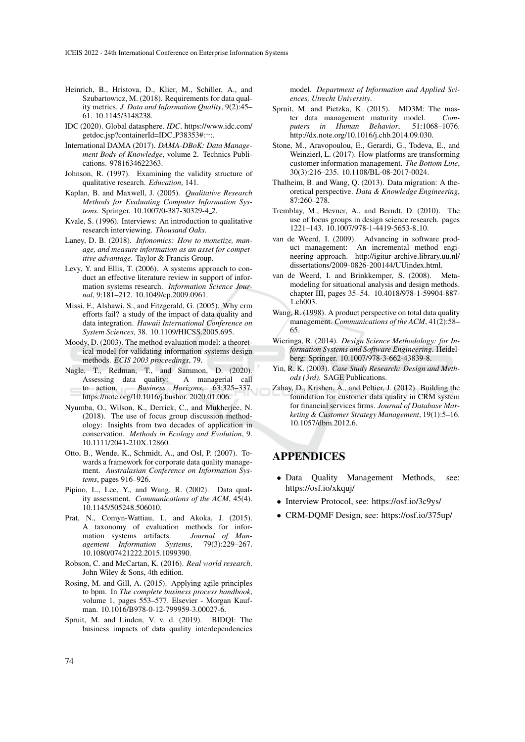Heinrich, B., Hristova, D., Klier, M., Schiller, A., and Szubartowicz, M. (2018). Requirements for data quality metrics. *J. Data and Information Quality*, 9(2):45–61. 10.1145/3148238.

IDC (2020). Global datasphere. *IDC*. https://www.idc.com/getdoc.jsp?containerId=IDC_P38353#:~:.

International DAMA (2017). *DAMA-DBoK: Data Management Body of Knowledge*, volume 2. Technics Publications. 9781634622363.

Johnson, R. (1997). Examining the validity structure of qualitative research. *Education*, 141.

Kaplan, B. and Maxwell, J. (2005). *Qualitative Research Methods for Evaluating Computer Information Systems.* Springer. 10.1007/0-387-30329-4_2.

Kvale, S. (1996). Interviews: An introduction to qualitative research interviewing. *Thousand Oaks*.

Laney, D. B. (2018). *Infonomics: How to monetize, manage, and measure information as an asset for competitive advantage.* Taylor & Francis Group.

Levy, Y. and Ellis, T. (2006). A systems approach to conduct an effective literature review in support of information systems research. *Information Science Journal*, 9:181–212. 10.1049/cp.2009.0961.

Missi, F., Alshawi, S., and Fitzgerald, G. (2005). Why crm efforts fail? a study of the impact of data quality and data integration. *Hawaii International Conference on System Sciences*, 38. 10.1109/HICSS.2005.695.

Moody, D. (2003). The method evaluation model: a theoretical model for validating information systems design methods. *ECIS 2003 proceedings*, 79.

Nagle, T., Redman, T., and Sammon, D. (2020). Assessing data quality: A managerial call to action. *Business Horizons*, 63:325–337. https://note.org/10.1016/j.bushor. 2020.01.006.

Nyumba, O., Wilson, K., Derrick, C., and Mukherjee, N. (2018). The use of focus group discussion methodology: Insights from two decades of application in conservation. *Methods in Ecology and Evolution*, 9. 10.1111/2041-210X.12860.

Otto, B., Wende, K., Schmidt, A., and Osl, P. (2007). Towards a framework for corporate data quality management. *Australasian Conference on Information Systems*, pages 916–926.

Pipino, L., Lee, Y., and Wang, R. (2002). Data quality assessment. *Communications of the ACM*, 45(4). 10.1145/505248.506010.

Prat, N., Comyn-Wattiau, I., and Akoka, J. (2015). A taxonomy of evaluation methods for information systems artifacts. *Journal of Management Information Systems*, 79(3):229–267. 10.1080/07421222.2015.1099390.

Robson, C. and McCartan, K. (2016). *Real world research*. John Wiley & Sons, 4th edition.

Rosing, M. and Gill, A. (2015). Applying agile principles to bpm. In *The complete business process handbook*, volume 1, pages 553–577. Elsevier - Morgan Kaufman. 10.1016/B978-0-12-799959-3.00027-6.

Spruit, M. and Linden, V. v. d. (2019). BIDQI: The business impacts of data quality interdependencies model. *Department of Information and Applied Sciences, Utrecht University*.

Spruit, M. and Pietzka, K. (2015). MD3M: The master data management maturity model. *Computers in Human Behavior*, 51:1068–1076. http://dx.note.org/10.1016/j.chb.2014.09.030.

Stone, M., Aravopoulou, E., Gerardi, G., Todeva, E., and Weinzierl, L. (2017). How platforms are transforming customer information management. *The Bottom Line*, 30(3):216–235. 10.1108/BL-08-2017-0024.

Thalheim, B. and Wang, Q. (2013). Data migration: A theoretical perspective. *Data & Knowledge Engineering*, 87:260–278.

Tremblay, M., Hevner, A., and Berndt, D. (2010). The use of focus groups in design science research. pages 1221–143. 10.1007/978-1-4419-5653-8_10.

van de Weerd, I. (2009). Advancing in software product management: An incremental method engineering approach. http://igitur-archive.library.uu.nl/dissertations/2009-0826-200144/UUindex.html.

van de Weerd, I. and Brinkkemper, S. (2008). Metamodeling for situational analysis and design methods. chapter III, pages 35–54. 10.4018/978-1-59904-887-1.ch003.

Wang, R. (1998). A product perspective on total data quality management. *Communications of the ACM*, 41(2):58–65.

Wieringa, R. (2014). *Design Science Methodology: for Information Systems and Software Engineering*. Heidelberg: Springer. 10.1007/978-3-662-43839-8.

Yin, R. K. (2003). *Case Study Research: Design and Methods (3rd)*. SAGE Publications.

Zahay, D., Krishen, A., and Peltier, J. (2012). Building the foundation for customer data quality in CRM system for financial services firms. *Journal of Database Marketing & Customer Strategy Management*, 19(1):5–16. 10.1057/dbm.2012.6.

# APPENDICES

- Data Quality Management Methods, see: https://osf.io/xkquj/
- Interview Protocol, see: https://osf.io/3c9ys/
- CRM-DQMF Design, see: https://osf.io/375up/